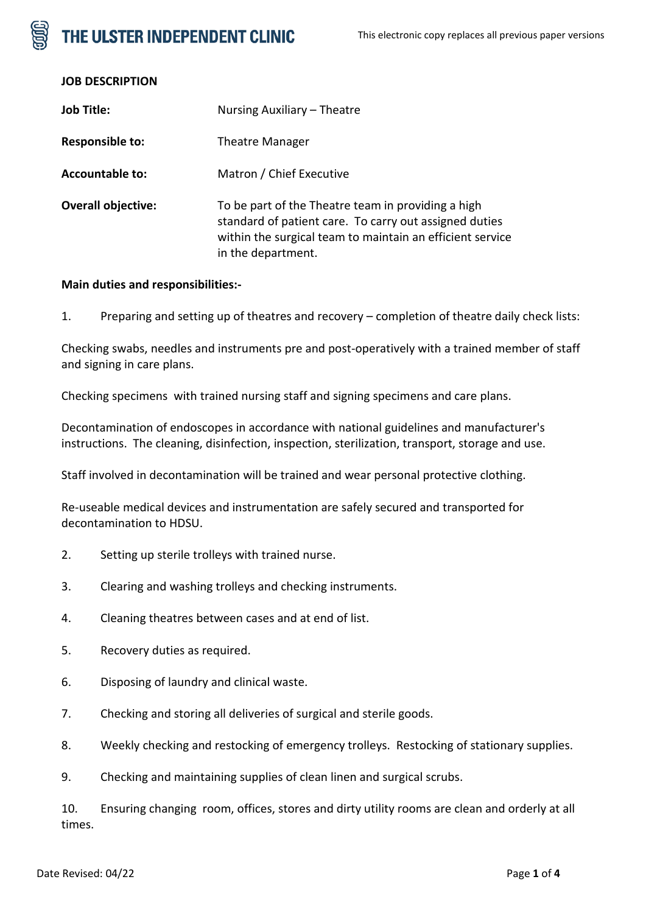# THE ULSTER INDEPENDENT CLINIC

This electronic copy replaces all previous paper versions

**JOB DESCRIPTION**

| | |
|---|---|
| **Job Title:** | Nursing Auxiliary – Theatre |
| **Responsible to:** | Theatre Manager |
| **Accountable to:** | Matron / Chief Executive |
| **Overall objective:** | To be part of the Theatre team in providing a high standard of patient care. To carry out assigned duties within the surgical team to maintain an efficient service in the department. |

**Main duties and responsibilities:-**

1. Preparing and setting up of theatres and recovery – completion of theatre daily check lists:

Checking swabs, needles and instruments pre and post-operatively with a trained member of staff and signing in care plans.

Checking specimens with trained nursing staff and signing specimens and care plans.

Decontamination of endoscopes in accordance with national guidelines and manufacturer's instructions. The cleaning, disinfection, inspection, sterilization, transport, storage and use.

Staff involved in decontamination will be trained and wear personal protective clothing.

Re-useable medical devices and instrumentation are safely secured and transported for decontamination to HDSU.

2. Setting up sterile trolleys with trained nurse.
3. Clearing and washing trolleys and checking instruments.
4. Cleaning theatres between cases and at end of list.
5. Recovery duties as required.
6. Disposing of laundry and clinical waste.
7. Checking and storing all deliveries of surgical and sterile goods.
8. Weekly checking and restocking of emergency trolleys. Restocking of stationary supplies.
9. Checking and maintaining supplies of clean linen and surgical scrubs.
10. Ensuring changing room, offices, stores and dirty utility rooms are clean and orderly at all times.

Date Revised: 04/22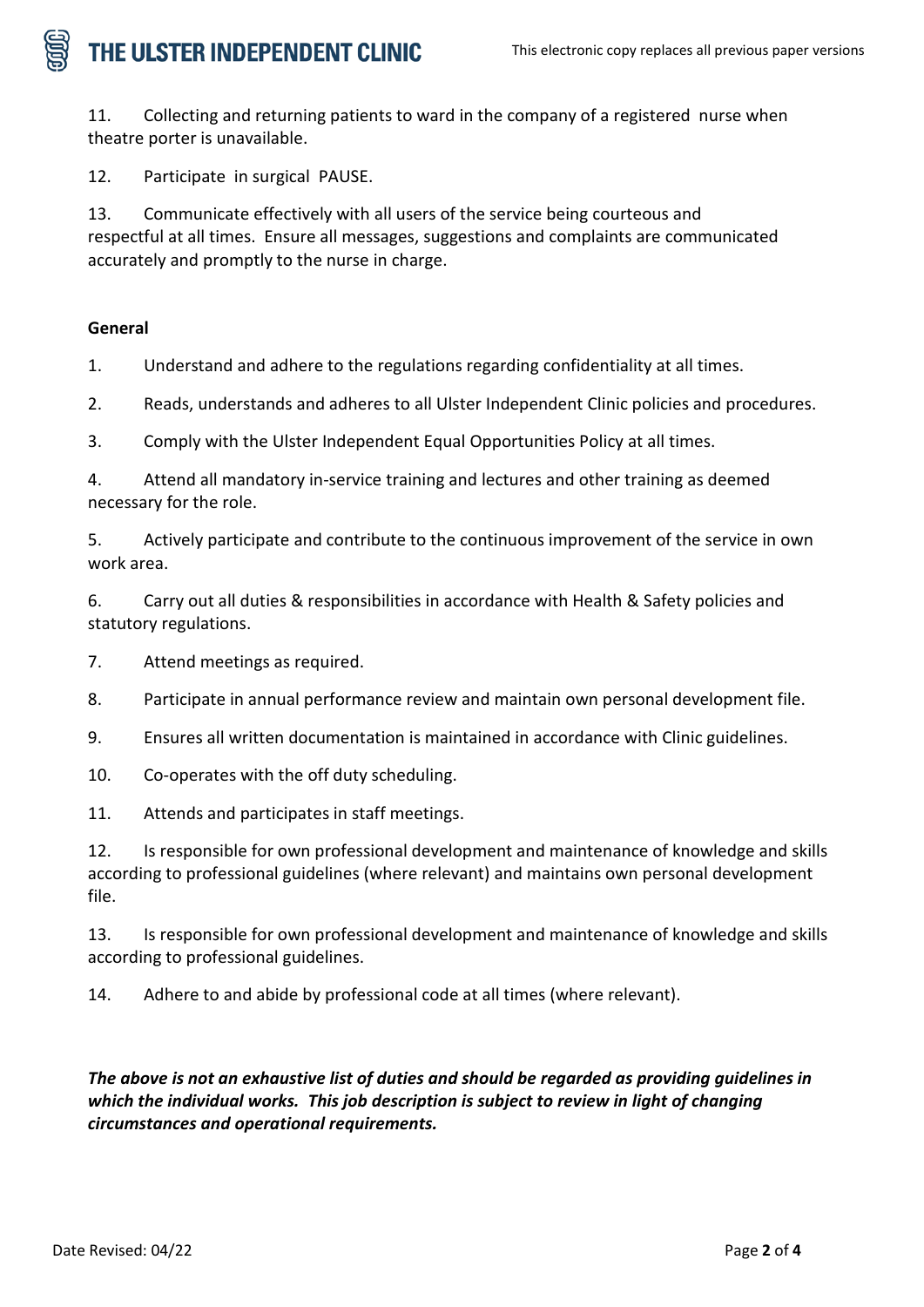11. Collecting and returning patients to ward in the company of a registered nurse when theatre porter is unavailable.

12. Participate in surgical PAUSE.

13. Communicate effectively with all users of the service being courteous and respectful at all times. Ensure all messages, suggestions and complaints are communicated accurately and promptly to the nurse in charge.

**General**

1. Understand and adhere to the regulations regarding confidentiality at all times.

2. Reads, understands and adheres to all Ulster Independent Clinic policies and procedures.

3. Comply with the Ulster Independent Equal Opportunities Policy at all times.

4. Attend all mandatory in-service training and lectures and other training as deemed necessary for the role.

5. Actively participate and contribute to the continuous improvement of the service in own work area.

6. Carry out all duties & responsibilities in accordance with Health & Safety policies and statutory regulations.

7. Attend meetings as required.

8. Participate in annual performance review and maintain own personal development file.

9. Ensures all written documentation is maintained in accordance with Clinic guidelines.

10. Co-operates with the off duty scheduling.

11. Attends and participates in staff meetings.

12. Is responsible for own professional development and maintenance of knowledge and skills according to professional guidelines (where relevant) and maintains own personal development file.

13. Is responsible for own professional development and maintenance of knowledge and skills according to professional guidelines.

14. Adhere to and abide by professional code at all times (where relevant).

***The above is not an exhaustive list of duties and should be regarded as providing guidelines in which the individual works. This job description is subject to review in light of changing circumstances and operational requirements.***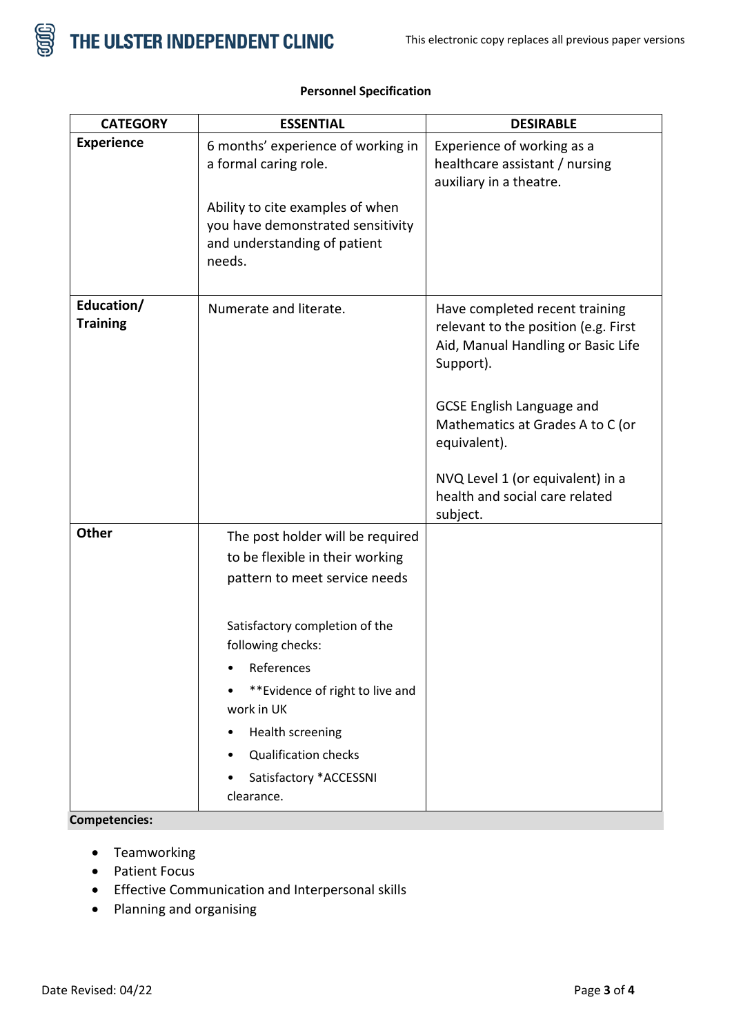**Personnel Specification**

| CATEGORY | ESSENTIAL | DESIRABLE |
|---|---|---|
| **Experience** | 6 months' experience of working in a formal caring role.<br><br>Ability to cite examples of when you have demonstrated sensitivity and understanding of patient needs. | Experience of working as a healthcare assistant / nursing auxiliary in a theatre. |
| **Education/ Training** | Numerate and literate. | Have completed recent training relevant to the position (e.g. First Aid, Manual Handling or Basic Life Support).<br><br>GCSE English Language and Mathematics at Grades A to C (or equivalent).<br><br>NVQ Level 1 (or equivalent) in a health and social care related subject. |
| **Other** | The post holder will be required to be flexible in their working pattern to meet service needs<br><br>Satisfactory completion of the following checks:<br>• References<br>• **Evidence of right to live and work in UK<br>• Health screening<br>• Qualification checks<br>• Satisfactory *ACCESSNI clearance. | |

**Competencies:**

- Teamworking
- Patient Focus
- Effective Communication and Interpersonal skills
- Planning and organising

Date Revised: 04/22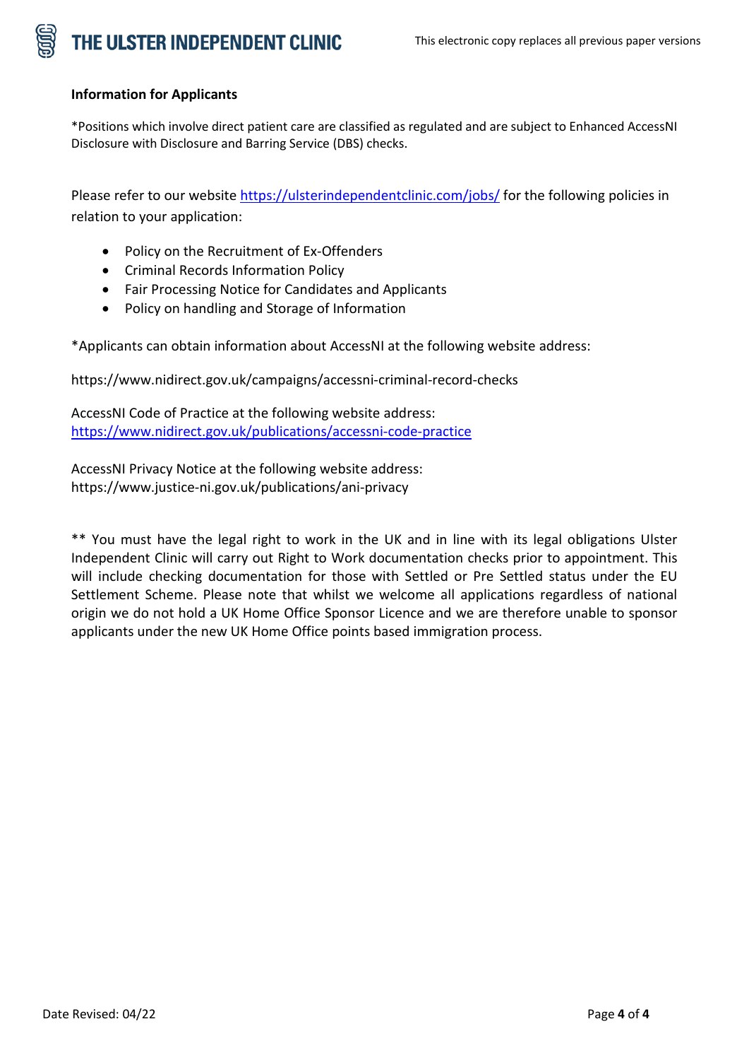**Information for Applicants**

*Positions which involve direct patient care are classified as regulated and are subject to Enhanced AccessNI Disclosure with Disclosure and Barring Service (DBS) checks.

Please refer to our website https://ulsterindependentclinic.com/jobs/ for the following policies in relation to your application:

- Policy on the Recruitment of Ex-Offenders
- Criminal Records Information Policy
- Fair Processing Notice for Candidates and Applicants
- Policy on handling and Storage of Information

*Applicants can obtain information about AccessNI at the following website address:

https://www.nidirect.gov.uk/campaigns/accessni-criminal-record-checks

AccessNI Code of Practice at the following website address:
https://www.nidirect.gov.uk/publications/accessni-code-practice

AccessNI Privacy Notice at the following website address:
https://www.justice-ni.gov.uk/publications/ani-privacy

** You must have the legal right to work in the UK and in line with its legal obligations Ulster Independent Clinic will carry out Right to Work documentation checks prior to appointment. This will include checking documentation for those with Settled or Pre Settled status under the EU Settlement Scheme. Please note that whilst we welcome all applications regardless of national origin we do not hold a UK Home Office Sponsor Licence and we are therefore unable to sponsor applicants under the new UK Home Office points based immigration process.

Date Revised: 04/22